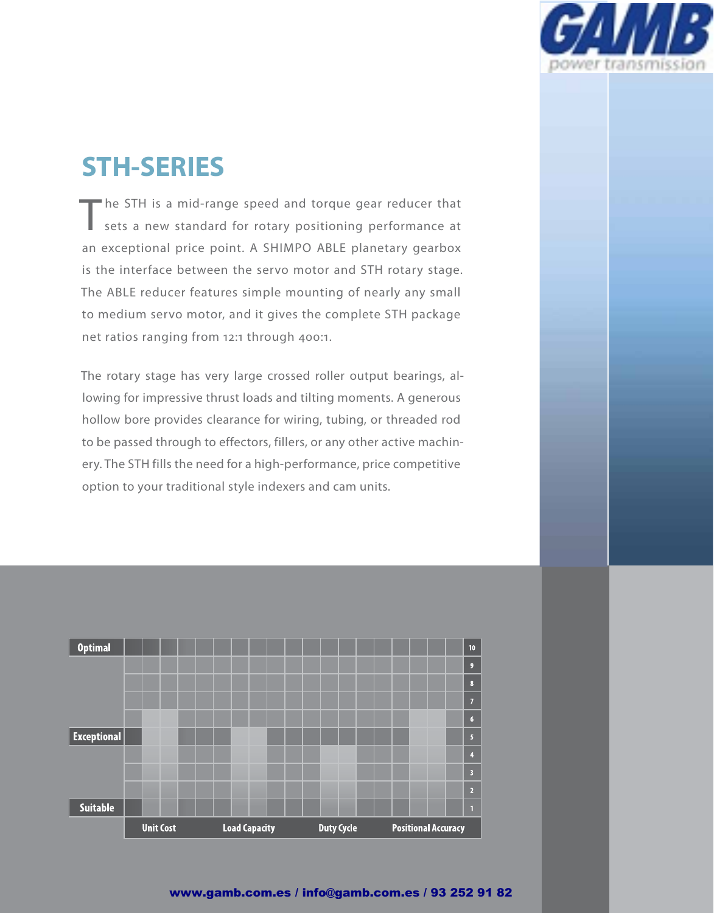## STH-SERIES

The STH is a mid-range speed and torque gear reducer that sets a new standard for rotary positioning performance at an exceptional price point. A SHIMPO ABLE planetary gearbox is the interface between the servo motor and STH rotary stage. The ABLE reducer features simple mounting of nearly any small to medium servo motor, and it gives the complete STH package net ratios ranging from 12:1 through 400:1.

The rotary stage has very large crossed roller output bearings, allowing for impressive thrust loads and tilting moments. A generous hollow bore provides clearance for wiring, tubing, or threaded rod to be passed through to effectors, fillers, or any other active machinery. The STH fills the need for a high-performance, price competitive option to your traditional style indexers and cam units.

Scale: Optimal (10) – Exceptional (5) – Suitable (1)

| Unit Cost | Load Capacity | Duty Cycle | Positional Accuracy |
|---|---|---|---|
| 6 | 5 | 4 | 6 |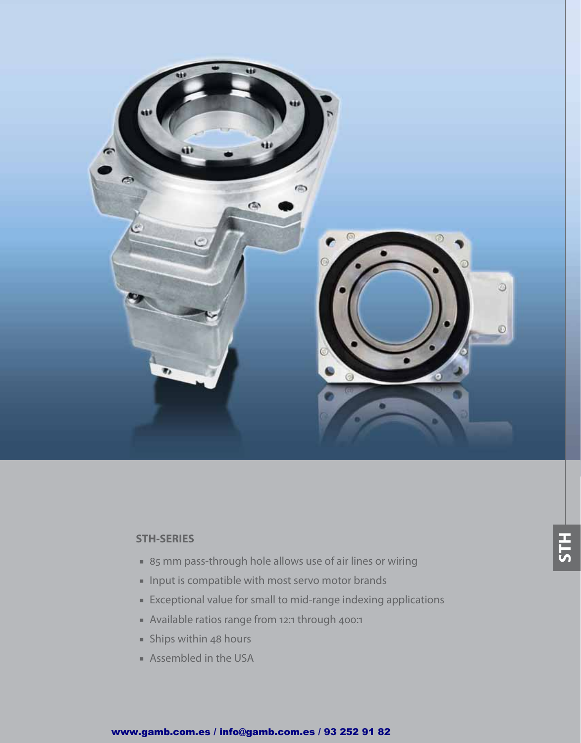## STH-SERIES

- 85 mm pass-through hole allows use of air lines or wiring
- Input is compatible with most servo motor brands
- Exceptional value for small to mid-range indexing applications
- Available ratios range from 12:1 through 400:1
- Ships within 48 hours
- Assembled in the USA

**www.gamb.com.es / info@gamb.com.es / 93 252 91 82**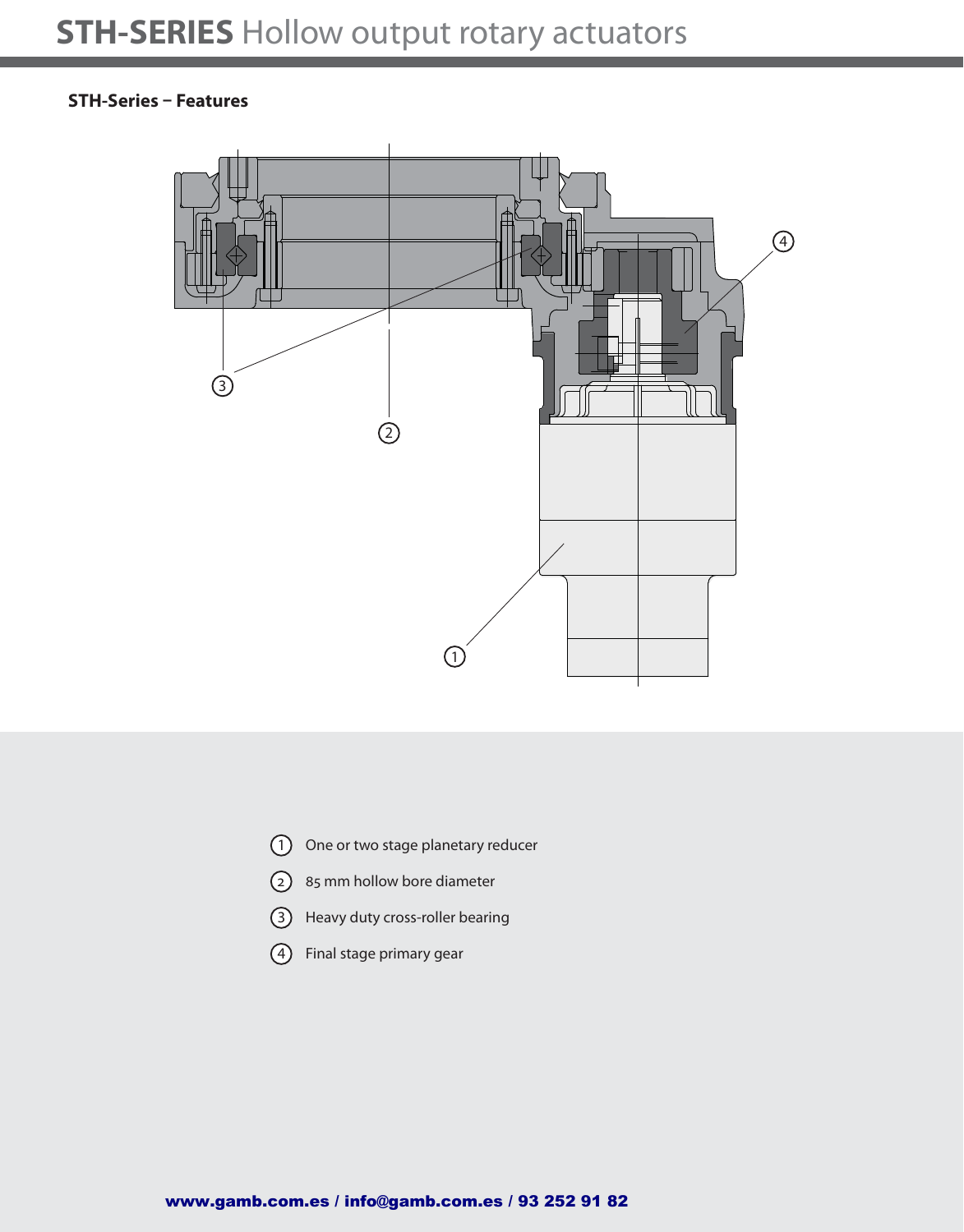### STH-Series – Features

1. One or two stage planetary reducer
2. 85 mm hollow bore diameter
3. Heavy duty cross-roller bearing
4. Final stage primary gear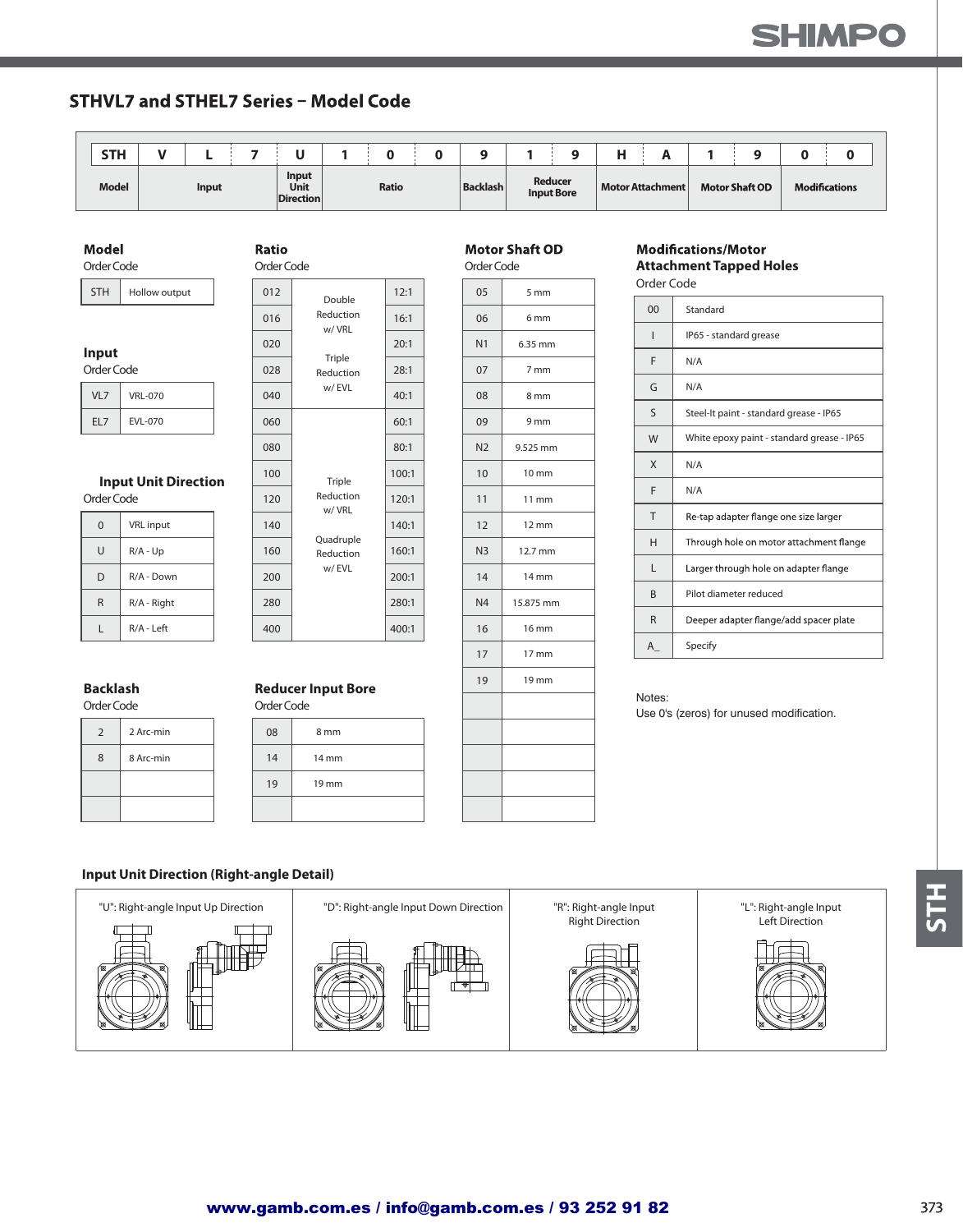## STHVL7 and STHEL7 Series – Model Code

| STH | V | L | 7 | U | 1 | 0 | 0 | 9 | 1 | 9 | H | A | 1 | 9 | 0 | 0 |
|---|---|---|---|---|---|---|---|---|---|---|---|---|---|---|---|---|
| Model | Input | | | Input Unit Direction | Ratio | | | Backlash | Reducer Input Bore | | Motor Attachment | | Motor Shaft OD | | Modifications | |

### Model
Order Code

| | |
|---|---|
| STH | Hollow output |

### Input
Order Code

| | |
|---|---|
| VL7 | VRL-070 |
| EL7 | EVL-070 |

### Input Unit Direction
Order Code

| | |
|---|---|
| 0 | VRL input |
| U | R/A - Up |
| D | R/A - Down |
| R | R/A - Right |
| L | R/A - Left |

### Backlash
Order Code

| | |
|---|---|
| 2 | 2 Arc-min |
| 8 | 8 Arc-min |
| | |
| | |

### Ratio
Order Code

| Code | Type | Ratio |
|---|---|---|
| 012 | Double Reduction w/ VRL<br>Triple Reduction w/ EVL | 12:1 |
| 016 | | 16:1 |
| 020 | | 20:1 |
| 028 | | 28:1 |
| 040 | | 40:1 |
| 060 | Triple Reduction w/ VRL<br>Quadruple Reduction w/ EVL | 60:1 |
| 080 | | 80:1 |
| 100 | | 100:1 |
| 120 | | 120:1 |
| 140 | | 140:1 |
| 160 | | 160:1 |
| 200 | | 200:1 |
| 280 | | 280:1 |
| 400 | | 400:1 |

### Reducer Input Bore
Order Code

| | |
|---|---|
| 08 | 8 mm |
| 14 | 14 mm |
| 19 | 19 mm |
| | |

### Motor Shaft OD
Order Code

| | |
|---|---|
| 05 | 5 mm |
| 06 | 6 mm |
| N1 | 6.35 mm |
| 07 | 7 mm |
| 08 | 8 mm |
| 09 | 9 mm |
| N2 | 9.525 mm |
| 10 | 10 mm |
| 11 | 11 mm |
| 12 | 12 mm |
| N3 | 12.7 mm |
| 14 | 14 mm |
| N4 | 15.875 mm |
| 16 | 16 mm |
| 17 | 17 mm |
| 19 | 19 mm |
| | |
| | |
| | |
| | |
| | |

### Modifications/Motor Attachment Tapped Holes
Order Code

| | |
|---|---|
| 00 | Standard |
| I | IP65 - standard grease |
| F | N/A |
| G | N/A |
| S | Steel-It paint - standard grease - IP65 |
| W | White epoxy paint - standard grease - IP65 |
| X | N/A |
| F | N/A |
| T | Re-tap adapter flange one size larger |
| H | Through hole on motor attachment flange |
| L | Larger through hole on adapter flange |
| B | Pilot diameter reduced |
| R | Deeper adapter flange/add spacer plate |
| A_ | Specify |

Notes:
Use 0's (zeros) for unused modification.

### Input Unit Direction (Right-angle Detail)

| "U": Right-angle Input Up Direction | "D": Right-angle Input Down Direction | "R": Right-angle Input Right Direction | "L": Right-angle Input Left Direction |
|---|---|---|---|

STH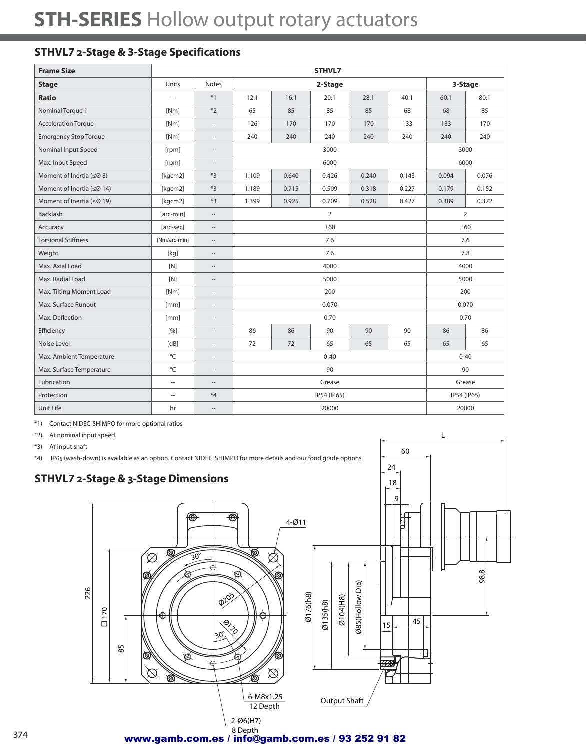## STHVL7 2-Stage & 3-Stage Specifications

| Frame Size | STHVL7 | | | | | | | | |
|---|---|---|---|---|---|---|---|---|---|
| Stage | Units | Notes | 2-Stage | | | | | 3-Stage | |
| Ratio | -- | *1 | 12:1 | 16:1 | 20:1 | 28:1 | 40:1 | 60:1 | 80:1 |
| Nominal Torque 1 | [Nm] | *2 | 65 | 85 | 85 | 85 | 68 | 68 | 85 |
| Acceleration Torque | [Nm] | -- | 126 | 170 | 170 | 170 | 133 | 133 | 170 |
| Emergency Stop Torque | [Nm] | -- | 240 | 240 | 240 | 240 | 240 | 240 | 240 |
| Nominal Input Speed | [rpm] | -- | 3000 | | | | | 3000 | |
| Max. Input Speed | [rpm] | -- | 6000 | | | | | 6000 | |
| Moment of Inertia (≤Ø 8) | [kgcm2] | *3 | 1.109 | 0.640 | 0.426 | 0.240 | 0.143 | 0.094 | 0.076 |
| Moment of Inertia (≤Ø 14) | [kgcm2] | *3 | 1.189 | 0.715 | 0.509 | 0.318 | 0.227 | 0.179 | 0.152 |
| Moment of Inertia (≤Ø 19) | [kgcm2] | *3 | 1.399 | 0.925 | 0.709 | 0.528 | 0.427 | 0.389 | 0.372 |
| Backlash | [arc-min] | -- | 2 | | | | | 2 | |
| Accuracy | [arc-sec] | -- | ±60 | | | | | ±60 | |
| Torsional Stiffness | [Nm/arc-min] | -- | 7.6 | | | | | 7.6 | |
| Weight | [kg] | -- | 7.6 | | | | | 7.8 | |
| Max. Axial Load | [N] | -- | 4000 | | | | | 4000 | |
| Max. Radial Load | [N] | -- | 5000 | | | | | 5000 | |
| Max. Tilting Moment Load | [Nm] | -- | 200 | | | | | 200 | |
| Max. Surface Runout | [mm] | -- | 0.070 | | | | | 0.070 | |
| Max. Deflection | [mm] | -- | 0.70 | | | | | 0.70 | |
| Efficiency | [%] | -- | 86 | 86 | 90 | 90 | 90 | 86 | 86 |
| Noise Level | [dB] | -- | 72 | 72 | 65 | 65 | 65 | 65 | 65 |
| Max. Ambient Temperature | °C | -- | 0-40 | | | | | 0-40 | |
| Max. Surface Temperature | °C | -- | 90 | | | | | 90 | |
| Lubrication | -- | -- | Grease | | | | | Grease | |
| Protection | -- | *4 | IP54 (IP65) | | | | | IP54 (IP65) | |
| Unit Life | hr | -- | 20000 | | | | | 20000 | |

*1) Contact NIDEC-SHIMPO for more optional ratios

*2) At nominal input speed

*3) At input shaft

*4) IP65 (wash-down) is available as an option. Contact NIDEC-SHIMPO for more details and our food grade options

## STHVL7 2-Stage & 3-Stage Dimensions

L, 60, 24, 18, 9, 98.8, 15, 45, 226, □170, 85, 4-Ø11, 30°, Ø205, Ø120, 30°, 6-M8x1.25 12 Depth, 2-Ø6(H7) 8 Depth, Ø176(h8), Ø135(h8), Ø104(H8), Ø85(Hollow Dia), Output Shaft

www.gamb.com.es / info@gamb.com.es / 93 252 91 82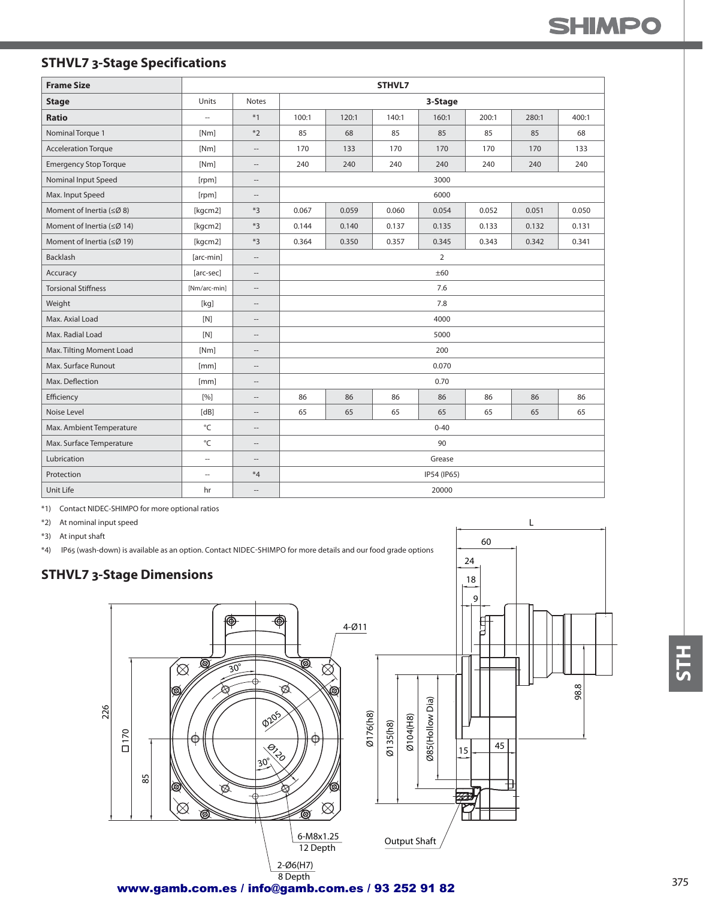## STHVL7 3-Stage Specifications

| Frame Size | STHVL7 | | | | | | | | |
|---|---|---|---|---|---|---|---|---|---|
| Stage | Units | Notes | 3-Stage | | | | | | |
| Ratio | -- | *1 | 100:1 | 120:1 | 140:1 | 160:1 | 200:1 | 280:1 | 400:1 |
| Nominal Torque 1 | [Nm] | *2 | 85 | 68 | 85 | 85 | 85 | 85 | 68 |
| Acceleration Torque | [Nm] | -- | 170 | 133 | 170 | 170 | 170 | 170 | 133 |
| Emergency Stop Torque | [Nm] | -- | 240 | 240 | 240 | 240 | 240 | 240 | 240 |
| Nominal Input Speed | [rpm] | -- | 3000 | | | | | | |
| Max. Input Speed | [rpm] | -- | 6000 | | | | | | |
| Moment of Inertia (≤Ø 8) | [kgcm2] | *3 | 0.067 | 0.059 | 0.060 | 0.054 | 0.052 | 0.051 | 0.050 |
| Moment of Inertia (≤Ø 14) | [kgcm2] | *3 | 0.144 | 0.140 | 0.137 | 0.135 | 0.133 | 0.132 | 0.131 |
| Moment of Inertia (≤Ø 19) | [kgcm2] | *3 | 0.364 | 0.350 | 0.357 | 0.345 | 0.343 | 0.342 | 0.341 |
| Backlash | [arc-min] | -- | 2 | | | | | | |
| Accuracy | [arc-sec] | -- | ±60 | | | | | | |
| Torsional Stiffness | [Nm/arc-min] | -- | 7.6 | | | | | | |
| Weight | [kg] | -- | 7.8 | | | | | | |
| Max. Axial Load | [N] | -- | 4000 | | | | | | |
| Max. Radial Load | [N] | -- | 5000 | | | | | | |
| Max. Tilting Moment Load | [Nm] | -- | 200 | | | | | | |
| Max. Surface Runout | [mm] | -- | 0.070 | | | | | | |
| Max. Deflection | [mm] | -- | 0.70 | | | | | | |
| Efficiency | [%] | -- | 86 | 86 | 86 | 86 | 86 | 86 | 86 |
| Noise Level | [dB] | -- | 65 | 65 | 65 | 65 | 65 | 65 | 65 |
| Max. Ambient Temperature | °C | -- | 0-40 | | | | | | |
| Max. Surface Temperature | °C | -- | 90 | | | | | | |
| Lubrication | -- | -- | Grease | | | | | | |
| Protection | -- | *4 | IP54 (IP65) | | | | | | |
| Unit Life | hr | -- | 20000 | | | | | | |

*1) Contact NIDEC-SHIMPO for more optional ratios

*2) At nominal input speed

*3) At input shaft

*4) IP65 (wash-down) is available as an option. Contact NIDEC-SHIMPO for more details and our food grade options

## STHVL7 3-Stage Dimensions

226, □170, 85, 30°, Ø205, Ø120, 30°, 4-Ø11, 6-M8x1.25 12 Depth, 2-Ø6(H7) 8 Depth

L, 60, 24, 18, 9, 98.8, Ø176(h8), Ø135(h8), Ø104(H8), Ø85(Hollow Dia), 15, 45, Output Shaft

www.gamb.com.es / info@gamb.com.es / 93 252 91 82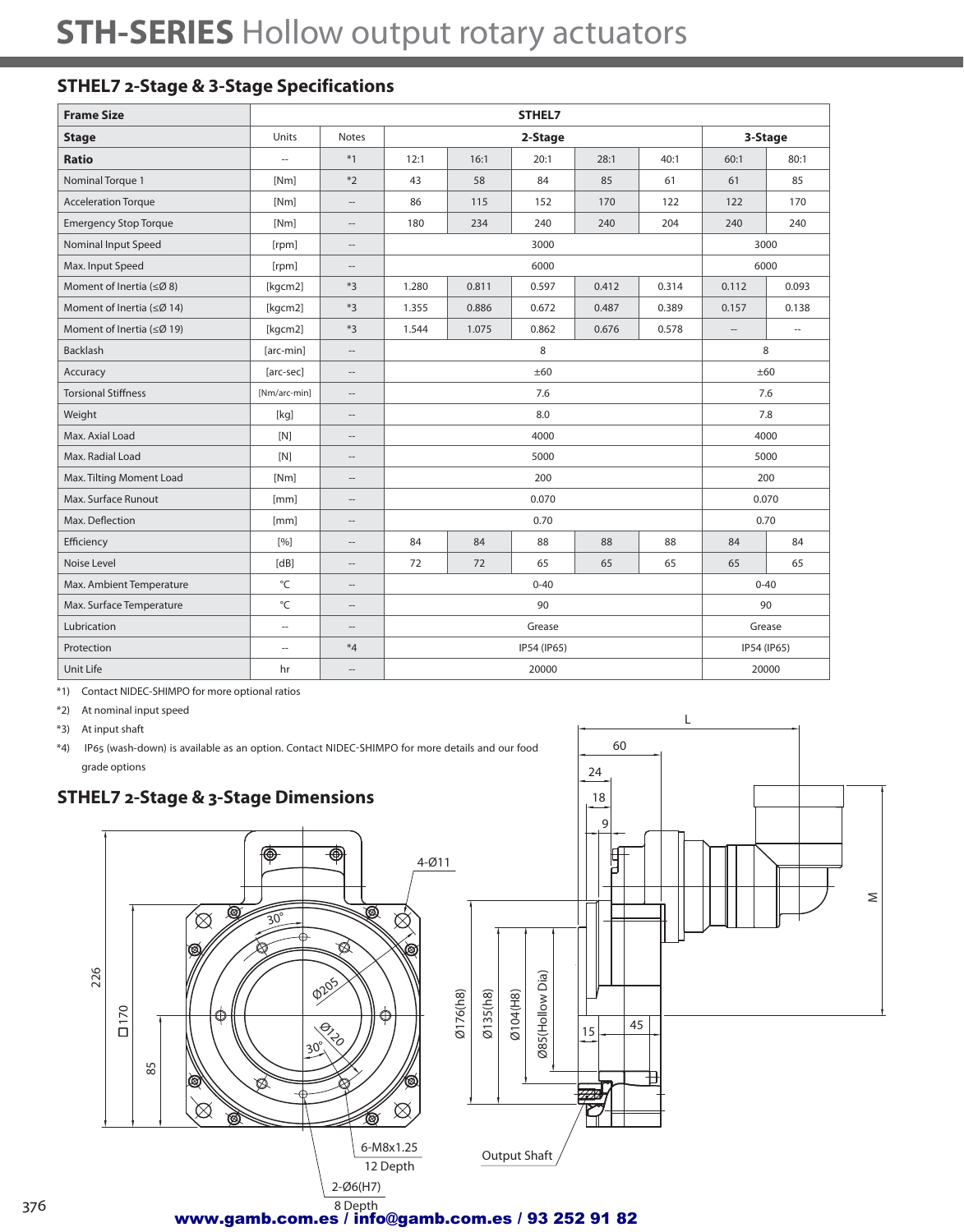# STH-SERIES Hollow output rotary actuators

## STHEL7 2-Stage & 3-Stage Specifications

| Frame Size | STHEL7 | | | | | | | | |
|---|---|---|---|---|---|---|---|---|---|
| **Stage** | Units | Notes | 2-Stage | | | | | 3-Stage | |
| **Ratio** | -- | *1 | 12:1 | 16:1 | 20:1 | 28:1 | 40:1 | 60:1 | 80:1 |
| Nominal Torque 1 | [Nm] | *2 | 43 | 58 | 84 | 85 | 61 | 61 | 85 |
| Acceleration Torque | [Nm] | -- | 86 | 115 | 152 | 170 | 122 | 122 | 170 |
| Emergency Stop Torque | [Nm] | -- | 180 | 234 | 240 | 240 | 204 | 240 | 240 |
| Nominal Input Speed | [rpm] | -- | 3000 | | | | | 3000 | |
| Max. Input Speed | [rpm] | -- | 6000 | | | | | 6000 | |
| Moment of Inertia (≤Ø 8) | [kgcm2] | *3 | 1.280 | 0.811 | 0.597 | 0.412 | 0.314 | 0.112 | 0.093 |
| Moment of Inertia (≤Ø 14) | [kgcm2] | *3 | 1.355 | 0.886 | 0.672 | 0.487 | 0.389 | 0.157 | 0.138 |
| Moment of Inertia (≤Ø 19) | [kgcm2] | *3 | 1.544 | 1.075 | 0.862 | 0.676 | 0.578 | -- | -- |
| Backlash | [arc-min] | -- | 8 | | | | | 8 | |
| Accuracy | [arc-sec] | -- | ±60 | | | | | ±60 | |
| Torsional Stiffness | [Nm/arc-min] | -- | 7.6 | | | | | 7.6 | |
| Weight | [kg] | -- | 8.0 | | | | | 7.8 | |
| Max. Axial Load | [N] | -- | 4000 | | | | | 4000 | |
| Max. Radial Load | [N] | -- | 5000 | | | | | 5000 | |
| Max. Tilting Moment Load | [Nm] | -- | 200 | | | | | 200 | |
| Max. Surface Runout | [mm] | -- | 0.070 | | | | | 0.070 | |
| Max. Deflection | [mm] | -- | 0.70 | | | | | 0.70 | |
| Efficiency | [%] | -- | 84 | 84 | 88 | 88 | 88 | 84 | 84 |
| Noise Level | [dB] | -- | 72 | 72 | 65 | 65 | 65 | 65 | 65 |
| Max. Ambient Temperature | °C | -- | 0-40 | | | | | 0-40 | |
| Max. Surface Temperature | °C | -- | 90 | | | | | 90 | |
| Lubrication | -- | -- | Grease | | | | | Grease | |
| Protection | -- | *4 | IP54 (IP65) | | | | | IP54 (IP65) | |
| Unit Life | hr | -- | 20000 | | | | | 20000 | |

*1) Contact NIDEC-SHIMPO for more optional ratios

*2) At nominal input speed

*3) At input shaft

*4) IP65 (wash-down) is available as an option. Contact NIDEC-SHIMPO for more details and our food grade options

## STHEL7 2-Stage & 3-Stage Dimensions

226, □170, 85, 30°, 4-Ø11, Ø205, Ø120, 30°, 6-M8x1.25 12 Depth, 2-Ø6(H7) 8 Depth

Ø176(h8), Ø135(h8), Ø104(H8), Ø85(Hollow Dia), L, 60, 24, 18, 9, 15, 45, M, Output Shaft

www.gamb.com.es / info@gamb.com.es / 93 252 91 82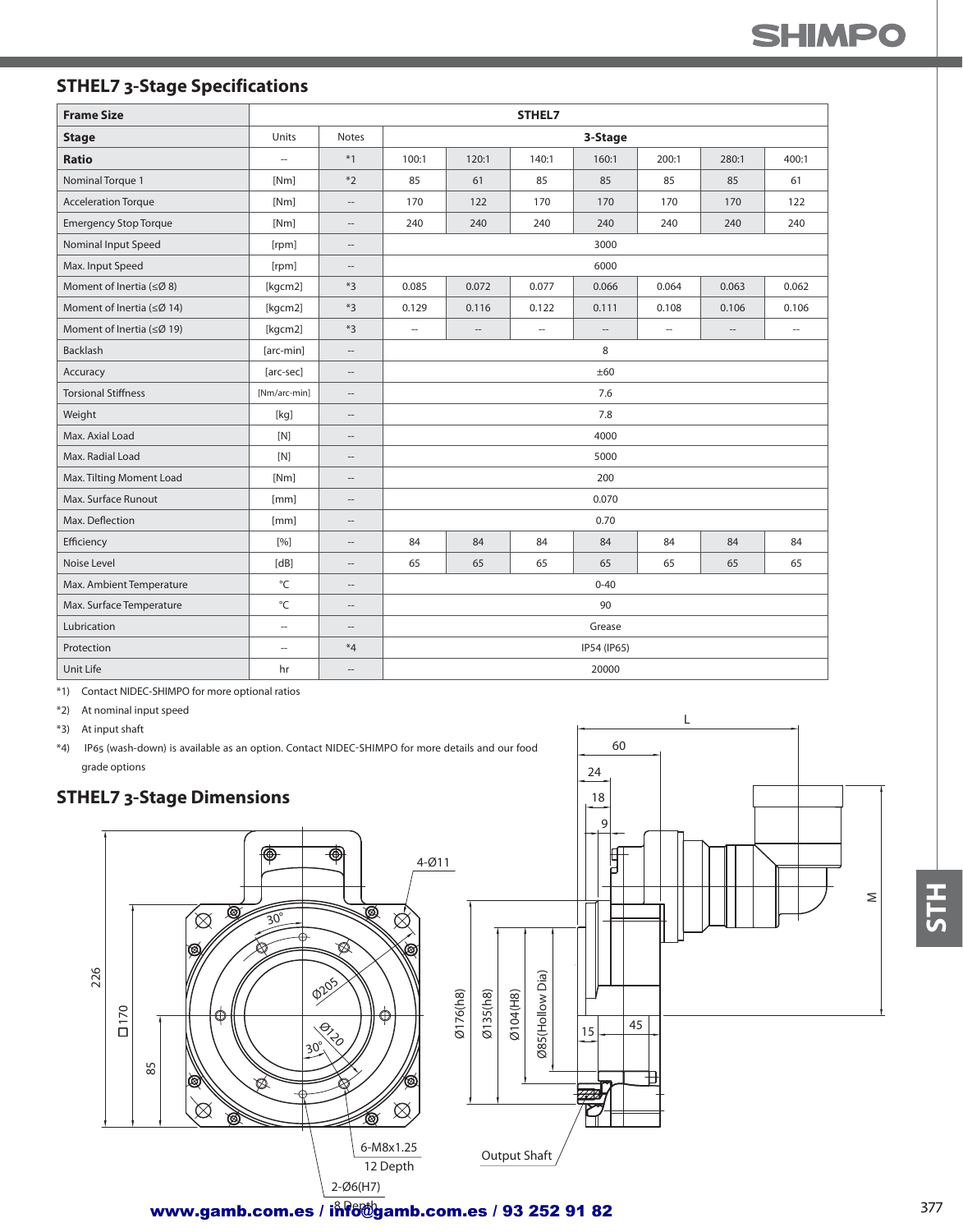## STHEL7 3-Stage Specifications

| Frame Size | STHEL7 | | | | | | | | |
|---|---|---|---|---|---|---|---|---|---|
| Stage | Units | Notes | 3-Stage | | | | | | |
| Ratio | -- | *1 | 100:1 | 120:1 | 140:1 | 160:1 | 200:1 | 280:1 | 400:1 |
| Nominal Torque 1 | [Nm] | *2 | 85 | 61 | 85 | 85 | 85 | 85 | 61 |
| Acceleration Torque | [Nm] | -- | 170 | 122 | 170 | 170 | 170 | 170 | 122 |
| Emergency Stop Torque | [Nm] | -- | 240 | 240 | 240 | 240 | 240 | 240 | 240 |
| Nominal Input Speed | [rpm] | -- | 3000 | | | | | | |
| Max. Input Speed | [rpm] | -- | 6000 | | | | | | |
| Moment of Inertia (≤Ø 8) | [kgcm2] | *3 | 0.085 | 0.072 | 0.077 | 0.066 | 0.064 | 0.063 | 0.062 |
| Moment of Inertia (≤Ø 14) | [kgcm2] | *3 | 0.129 | 0.116 | 0.122 | 0.111 | 0.108 | 0.106 | 0.106 |
| Moment of Inertia (≤Ø 19) | [kgcm2] | *3 | -- | -- | -- | -- | -- | -- | -- |
| Backlash | [arc-min] | -- | 8 | | | | | | |
| Accuracy | [arc-sec] | -- | ±60 | | | | | | |
| Torsional Stiffness | [Nm/arc-min] | -- | 7.6 | | | | | | |
| Weight | [kg] | -- | 7.8 | | | | | | |
| Max. Axial Load | [N] | -- | 4000 | | | | | | |
| Max. Radial Load | [N] | -- | 5000 | | | | | | |
| Max. Tilting Moment Load | [Nm] | -- | 200 | | | | | | |
| Max. Surface Runout | [mm] | -- | 0.070 | | | | | | |
| Max. Deflection | [mm] | -- | 0.70 | | | | | | |
| Efficiency | [%] | -- | 84 | 84 | 84 | 84 | 84 | 84 | 84 |
| Noise Level | [dB] | -- | 65 | 65 | 65 | 65 | 65 | 65 | 65 |
| Max. Ambient Temperature | °C | -- | 0-40 | | | | | | |
| Max. Surface Temperature | °C | -- | 90 | | | | | | |
| Lubrication | -- | -- | Grease | | | | | | |
| Protection | -- | *4 | IP54 (IP65) | | | | | | |
| Unit Life | hr | -- | 20000 | | | | | | |

*1) Contact NIDEC-SHIMPO for more optional ratios

*2) At nominal input speed

*3) At input shaft

*4) IP65 (wash-down) is available as an option. Contact NIDEC-SHIMPO for more details and our food grade options

## STHEL7 3-Stage Dimensions

4-Ø11
30°
Ø205
Ø120
30°
226
□170
85
6-M8x1.25
12 Depth
2-Ø6(H7)
8 Depth

L
60
24
18
9
M
Ø176(h8)
Ø135(h8)
Ø104(H8)
Ø85(Hollow Dia)
15
45
Output Shaft

www.gamb.com.es / info@gamb.com.es / 93 252 91 82